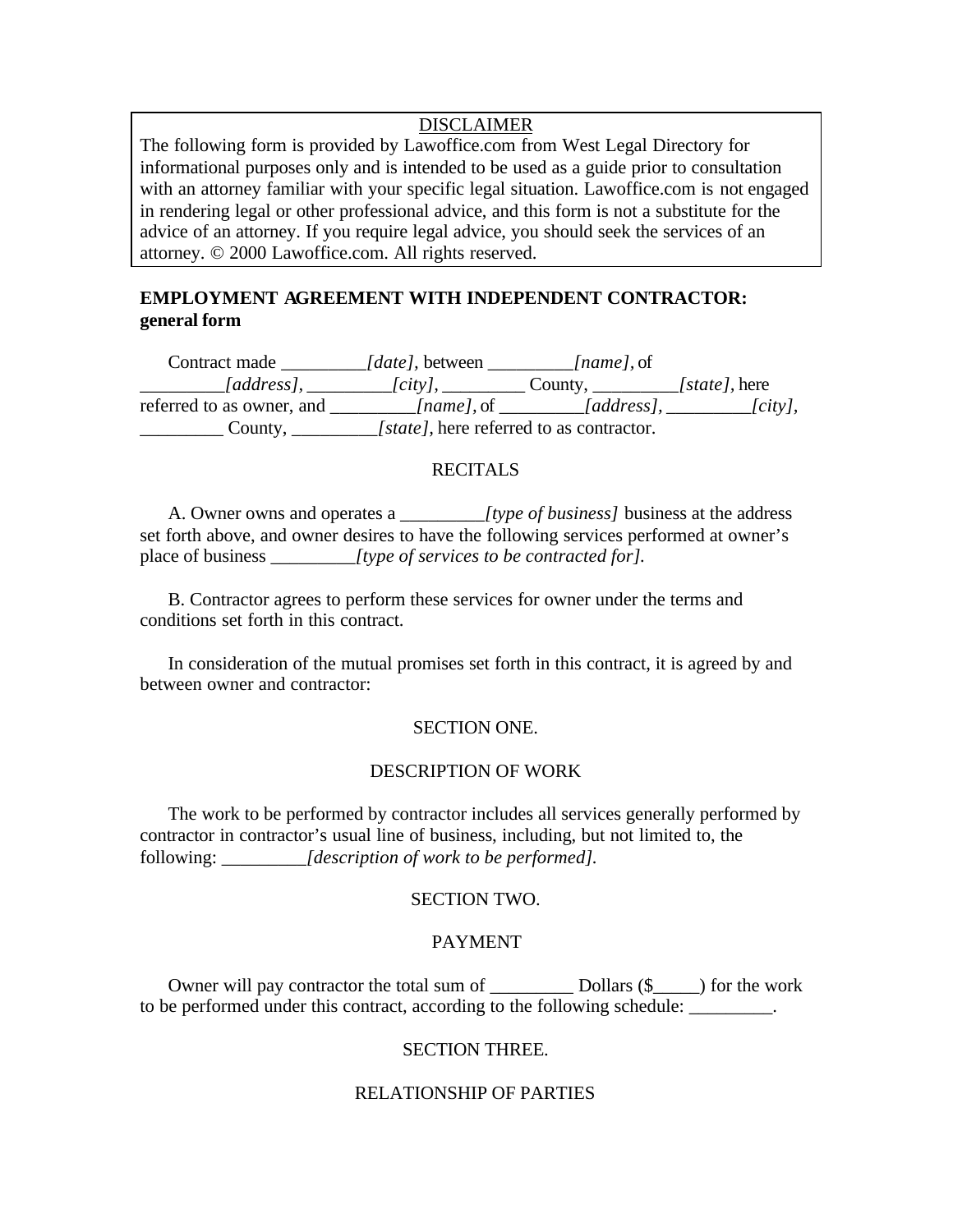DISCLAIMER

The following form is provided by Lawoffice.com from West Legal Directory for informational purposes only and is intended to be used as a guide prior to consultation with an attorney familiar with your specific legal situation. Lawoffice.com is not engaged in rendering legal or other professional advice, and this form is not a substitute for the advice of an attorney. If you require legal advice, you should seek the services of an attorney. © 2000 Lawoffice.com. All rights reserved.

**EMPLOYMENT AGREEMENT WITH INDEPENDENT CONTRACTOR: general form**

Contract made _________*[date]*, between _________*[name]*, of _________*[address]*, _________*[city]*, _________ County, _________*[state]*, here referred to as owner, and _________*[name]*, of _________*[address]*, _________*[city]*, _________ County, _________*[state]*, here referred to as contractor.

RECITALS

A. Owner owns and operates a _________*[type of business]* business at the address set forth above, and owner desires to have the following services performed at owner's place of business _________*[type of services to be contracted for]*.

B. Contractor agrees to perform these services for owner under the terms and conditions set forth in this contract.

In consideration of the mutual promises set forth in this contract, it is agreed by and between owner and contractor:

SECTION ONE.

DESCRIPTION OF WORK

The work to be performed by contractor includes all services generally performed by contractor in contractor's usual line of business, including, but not limited to, the following: _________*[description of work to be performed]*.

SECTION TWO.

PAYMENT

Owner will pay contractor the total sum of _________ Dollars ($_____) for the work to be performed under this contract, according to the following schedule: _________.

SECTION THREE.

RELATIONSHIP OF PARTIES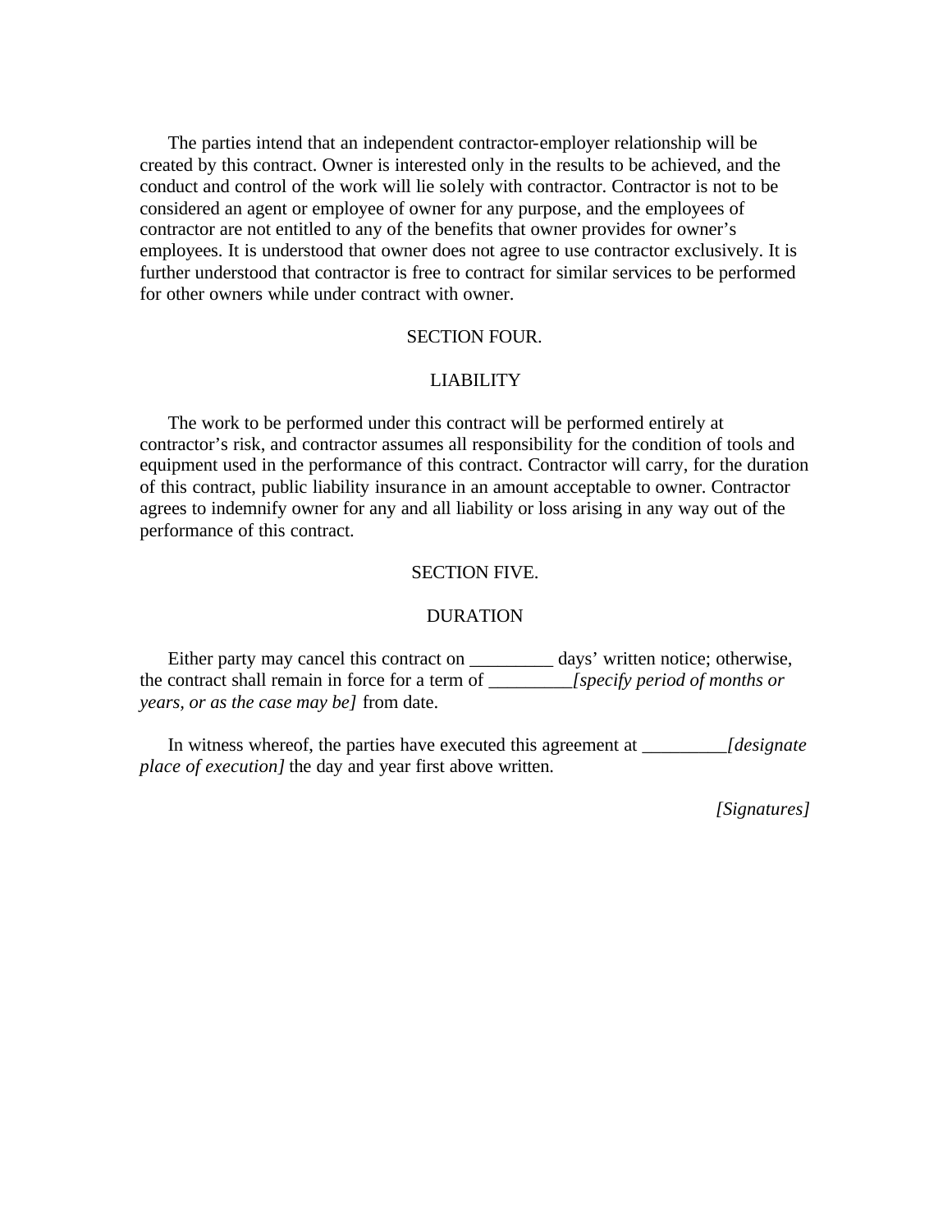The parties intend that an independent contractor-employer relationship will be created by this contract. Owner is interested only in the results to be achieved, and the conduct and control of the work will lie solely with contractor. Contractor is not to be considered an agent or employee of owner for any purpose, and the employees of contractor are not entitled to any of the benefits that owner provides for owner's employees. It is understood that owner does not agree to use contractor exclusively. It is further understood that contractor is free to contract for similar services to be performed for other owners while under contract with owner.

## SECTION FOUR.

## LIABILITY

The work to be performed under this contract will be performed entirely at contractor's risk, and contractor assumes all responsibility for the condition of tools and equipment used in the performance of this contract. Contractor will carry, for the duration of this contract, public liability insurance in an amount acceptable to owner. Contractor agrees to indemnify owner for any and all liability or loss arising in any way out of the performance of this contract.

## SECTION FIVE.

## DURATION

Either party may cancel this contract on _________ days' written notice; otherwise, the contract shall remain in force for a term of _________*[specify period of months or years, or as the case may be]* from date.

In witness whereof, the parties have executed this agreement at _________*[designate place of execution]* the day and year first above written.

*[Signatures]*